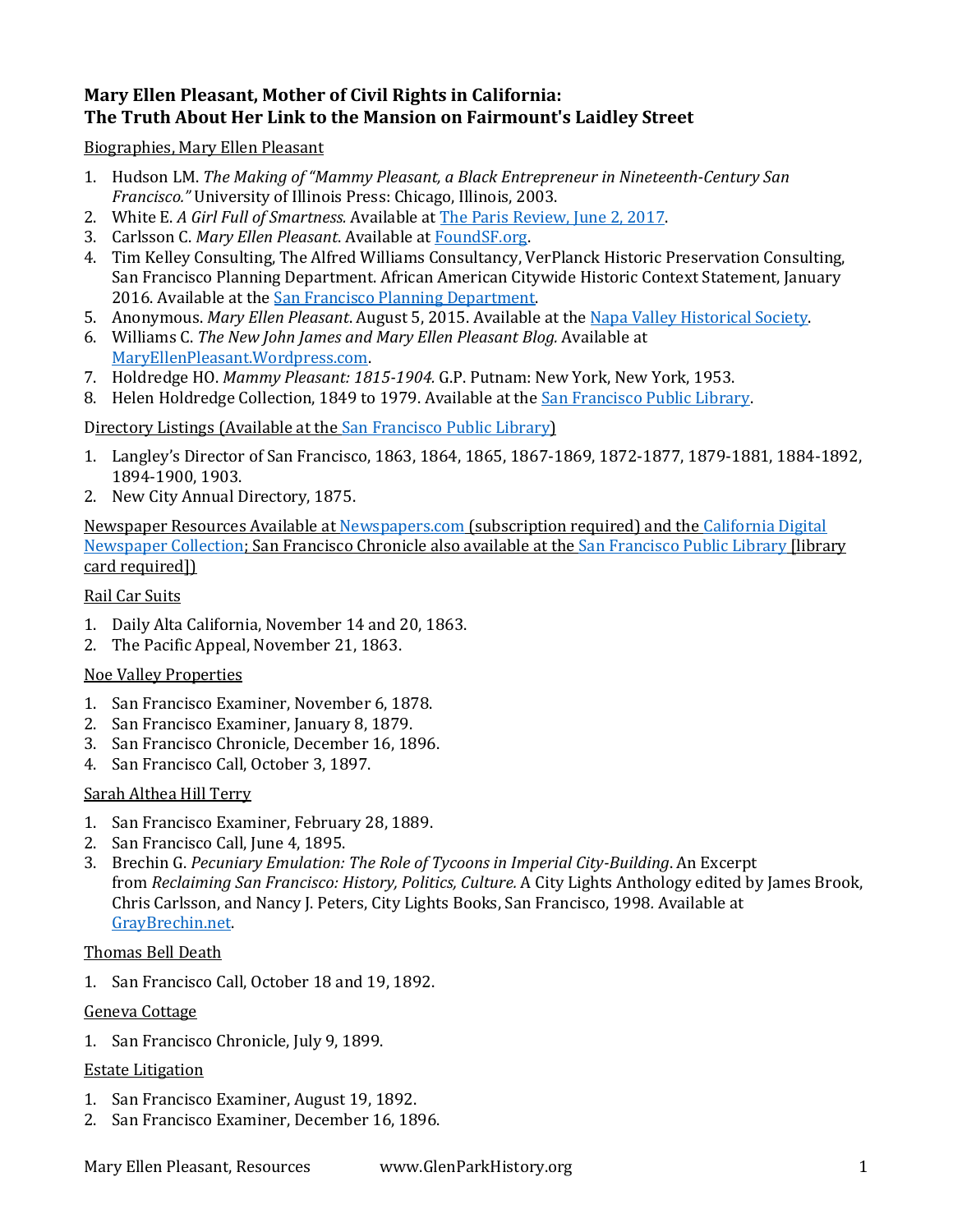# Mary Ellen Pleasant, Mother of Civil Rights in California: The Truth About Her Link to the Mansion on Fairmount's Laidley Street

Biographies, Mary Ellen Pleasant

1. Hudson LM. *The Making of "Mammy Pleasant, a Black Entrepreneur in Nineteenth-Century San Francisco."* University of Illinois Press: Chicago, Illinois, 2003.
2. White E. *A Girl Full of Smartness.* Available at The Paris Review, June 2, 2017.
3. Carlsson C. *Mary Ellen Pleasant*. Available at FoundSF.org.
4. Tim Kelley Consulting, The Alfred Williams Consultancy, VerPlanck Historic Preservation Consulting, San Francisco Planning Department. African American Citywide Historic Context Statement, January 2016. Available at the San Francisco Planning Department.
5. Anonymous. *Mary Ellen Pleasant*. August 5, 2015. Available at the Napa Valley Historical Society.
6. Williams C. *The New John James and Mary Ellen Pleasant Blog.* Available at MaryEllenPleasant.Wordpress.com.
7. Holdredge HO. *Mammy Pleasant: 1815-1904.* G.P. Putnam: New York, New York, 1953.
8. Helen Holdredge Collection, 1849 to 1979. Available at the San Francisco Public Library.

Directory Listings (Available at the San Francisco Public Library)

1. Langley's Director of San Francisco, 1863, 1864, 1865, 1867-1869, 1872-1877, 1879-1881, 1884-1892, 1894-1900, 1903.
2. New City Annual Directory, 1875.

Newspaper Resources Available at Newspapers.com (subscription required) and the California Digital Newspaper Collection; San Francisco Chronicle also available at the San Francisco Public Library [library card required])

Rail Car Suits

1. Daily Alta California, November 14 and 20, 1863.
2. The Pacific Appeal, November 21, 1863.

Noe Valley Properties

1. San Francisco Examiner, November 6, 1878.
2. San Francisco Examiner, January 8, 1879.
3. San Francisco Chronicle, December 16, 1896.
4. San Francisco Call, October 3, 1897.

Sarah Althea Hill Terry

1. San Francisco Examiner, February 28, 1889.
2. San Francisco Call, June 4, 1895.
3. Brechin G. *Pecuniary Emulation: The Role of Tycoons in Imperial City-Building*. An Excerpt from *Reclaiming San Francisco: History, Politics, Culture.* A City Lights Anthology edited by James Brook, Chris Carlsson, and Nancy J. Peters, City Lights Books, San Francisco, 1998. Available at GrayBrechin.net.

Thomas Bell Death

1. San Francisco Call, October 18 and 19, 1892.

Geneva Cottage

1. San Francisco Chronicle, July 9, 1899.

Estate Litigation

1. San Francisco Examiner, August 19, 1892.
2. San Francisco Examiner, December 16, 1896.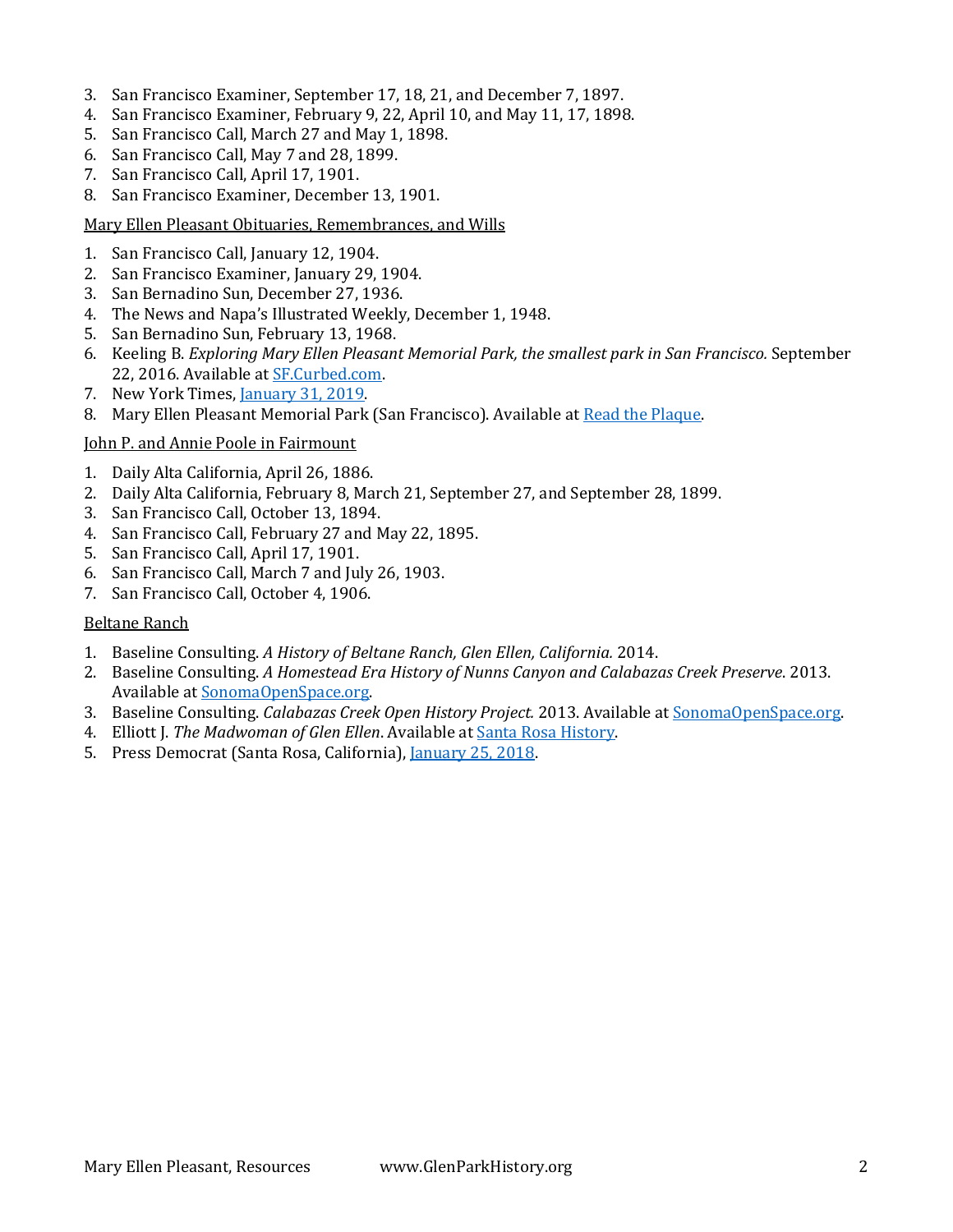3. San Francisco Examiner, September 17, 18, 21, and December 7, 1897.
4. San Francisco Examiner, February 9, 22, April 10, and May 11, 17, 1898.
5. San Francisco Call, March 27 and May 1, 1898.
6. San Francisco Call, May 7 and 28, 1899.
7. San Francisco Call, April 17, 1901.
8. San Francisco Examiner, December 13, 1901.

Mary Ellen Pleasant Obituaries, Remembrances, and Wills

1. San Francisco Call, January 12, 1904.
2. San Francisco Examiner, January 29, 1904.
3. San Bernadino Sun, December 27, 1936.
4. The News and Napa's Illustrated Weekly, December 1, 1948.
5. San Bernadino Sun, February 13, 1968.
6. Keeling B. *Exploring Mary Ellen Pleasant Memorial Park, the smallest park in San Francisco.* September 22, 2016. Available at SF.Curbed.com.
7. New York Times, January 31, 2019.
8. Mary Ellen Pleasant Memorial Park (San Francisco). Available at Read the Plaque.

John P. and Annie Poole in Fairmount

1. Daily Alta California, April 26, 1886.
2. Daily Alta California, February 8, March 21, September 27, and September 28, 1899.
3. San Francisco Call, October 13, 1894.
4. San Francisco Call, February 27 and May 22, 1895.
5. San Francisco Call, April 17, 1901.
6. San Francisco Call, March 7 and July 26, 1903.
7. San Francisco Call, October 4, 1906.

Beltane Ranch

1. Baseline Consulting. *A History of Beltane Ranch, Glen Ellen, California.* 2014.
2. Baseline Consulting. *A Homestead Era History of Nunns Canyon and Calabazas Creek Preserve*. 2013. Available at SonomaOpenSpace.org.
3. Baseline Consulting. *Calabazas Creek Open History Project.* 2013. Available at SonomaOpenSpace.org.
4. Elliott J. *The Madwoman of Glen Ellen*. Available at Santa Rosa History.
5. Press Democrat (Santa Rosa, California), January 25, 2018.